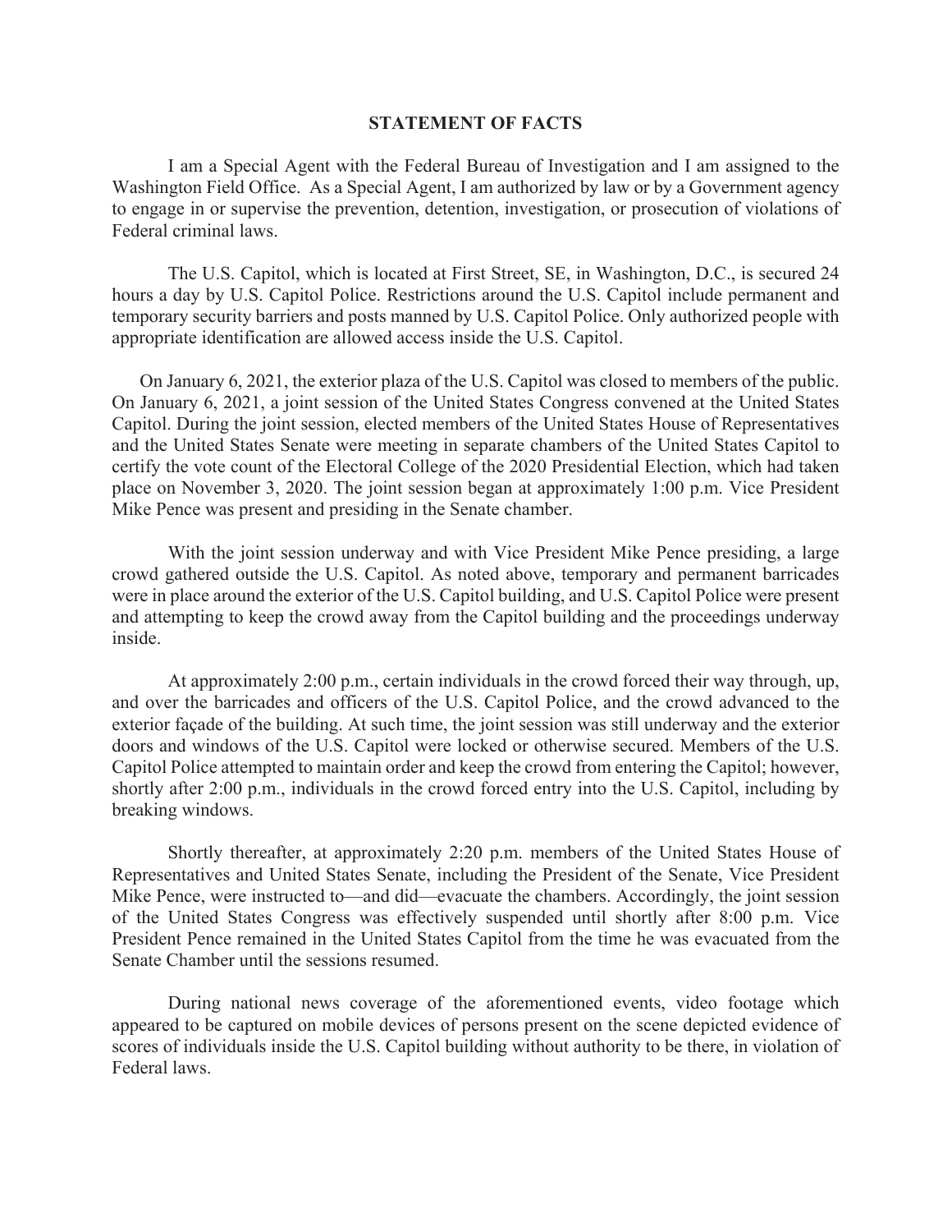# STATEMENT OF FACTS

I am a Special Agent with the Federal Bureau of Investigation and I am assigned to the Washington Field Office. As a Special Agent, I am authorized by law or by a Government agency to engage in or supervise the prevention, detention, investigation, or prosecution of violations of Federal criminal laws.

The U.S. Capitol, which is located at First Street, SE, in Washington, D.C., is secured 24 hours a day by U.S. Capitol Police. Restrictions around the U.S. Capitol include permanent and temporary security barriers and posts manned by U.S. Capitol Police. Only authorized people with appropriate identification are allowed access inside the U.S. Capitol.

On January 6, 2021, the exterior plaza of the U.S. Capitol was closed to members of the public. On January 6, 2021, a joint session of the United States Congress convened at the United States Capitol. During the joint session, elected members of the United States House of Representatives and the United States Senate were meeting in separate chambers of the United States Capitol to certify the vote count of the Electoral College of the 2020 Presidential Election, which had taken place on November 3, 2020. The joint session began at approximately 1:00 p.m. Vice President Mike Pence was present and presiding in the Senate chamber.

With the joint session underway and with Vice President Mike Pence presiding, a large crowd gathered outside the U.S. Capitol. As noted above, temporary and permanent barricades were in place around the exterior of the U.S. Capitol building, and U.S. Capitol Police were present and attempting to keep the crowd away from the Capitol building and the proceedings underway inside.

At approximately 2:00 p.m., certain individuals in the crowd forced their way through, up, and over the barricades and officers of the U.S. Capitol Police, and the crowd advanced to the exterior façade of the building. At such time, the joint session was still underway and the exterior doors and windows of the U.S. Capitol were locked or otherwise secured. Members of the U.S. Capitol Police attempted to maintain order and keep the crowd from entering the Capitol; however, shortly after 2:00 p.m., individuals in the crowd forced entry into the U.S. Capitol, including by breaking windows.

Shortly thereafter, at approximately 2:20 p.m. members of the United States House of Representatives and United States Senate, including the President of the Senate, Vice President Mike Pence, were instructed to—and did—evacuate the chambers. Accordingly, the joint session of the United States Congress was effectively suspended until shortly after 8:00 p.m. Vice President Pence remained in the United States Capitol from the time he was evacuated from the Senate Chamber until the sessions resumed.

During national news coverage of the aforementioned events, video footage which appeared to be captured on mobile devices of persons present on the scene depicted evidence of scores of individuals inside the U.S. Capitol building without authority to be there, in violation of Federal laws.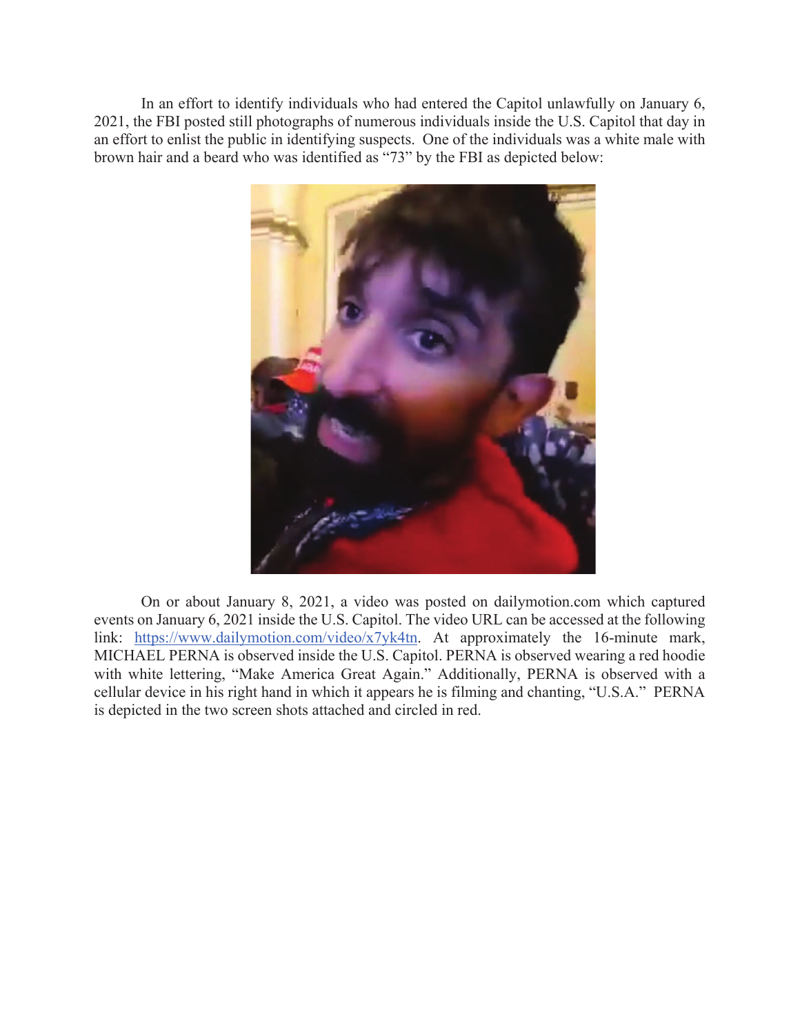In an effort to identify individuals who had entered the Capitol unlawfully on January 6, 2021, the FBI posted still photographs of numerous individuals inside the U.S. Capitol that day in an effort to enlist the public in identifying suspects. One of the individuals was a white male with brown hair and a beard who was identified as "73" by the FBI as depicted below:

On or about January 8, 2021, a video was posted on dailymotion.com which captured events on January 6, 2021 inside the U.S. Capitol. The video URL can be accessed at the following link: https://www.dailymotion.com/video/x7yk4tn. At approximately the 16-minute mark, MICHAEL PERNA is observed inside the U.S. Capitol. PERNA is observed wearing a red hoodie with white lettering, "Make America Great Again." Additionally, PERNA is observed with a cellular device in his right hand in which it appears he is filming and chanting, "U.S.A." PERNA is depicted in the two screen shots attached and circled in red.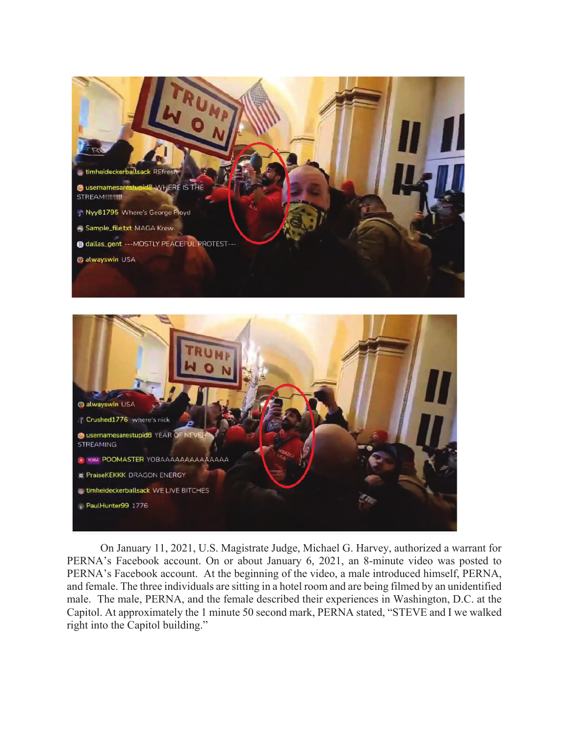On January 11, 2021, U.S. Magistrate Judge, Michael G. Harvey, authorized a warrant for PERNA's Facebook account. On or about January 6, 2021, an 8-minute video was posted to PERNA's Facebook account. At the beginning of the video, a male introduced himself, PERNA, and female. The three individuals are sitting in a hotel room and are being filmed by an unidentified male. The male, PERNA, and the female described their experiences in Washington, D.C. at the Capitol. At approximately the 1 minute 50 second mark, PERNA stated, "STEVE and I we walked right into the Capitol building."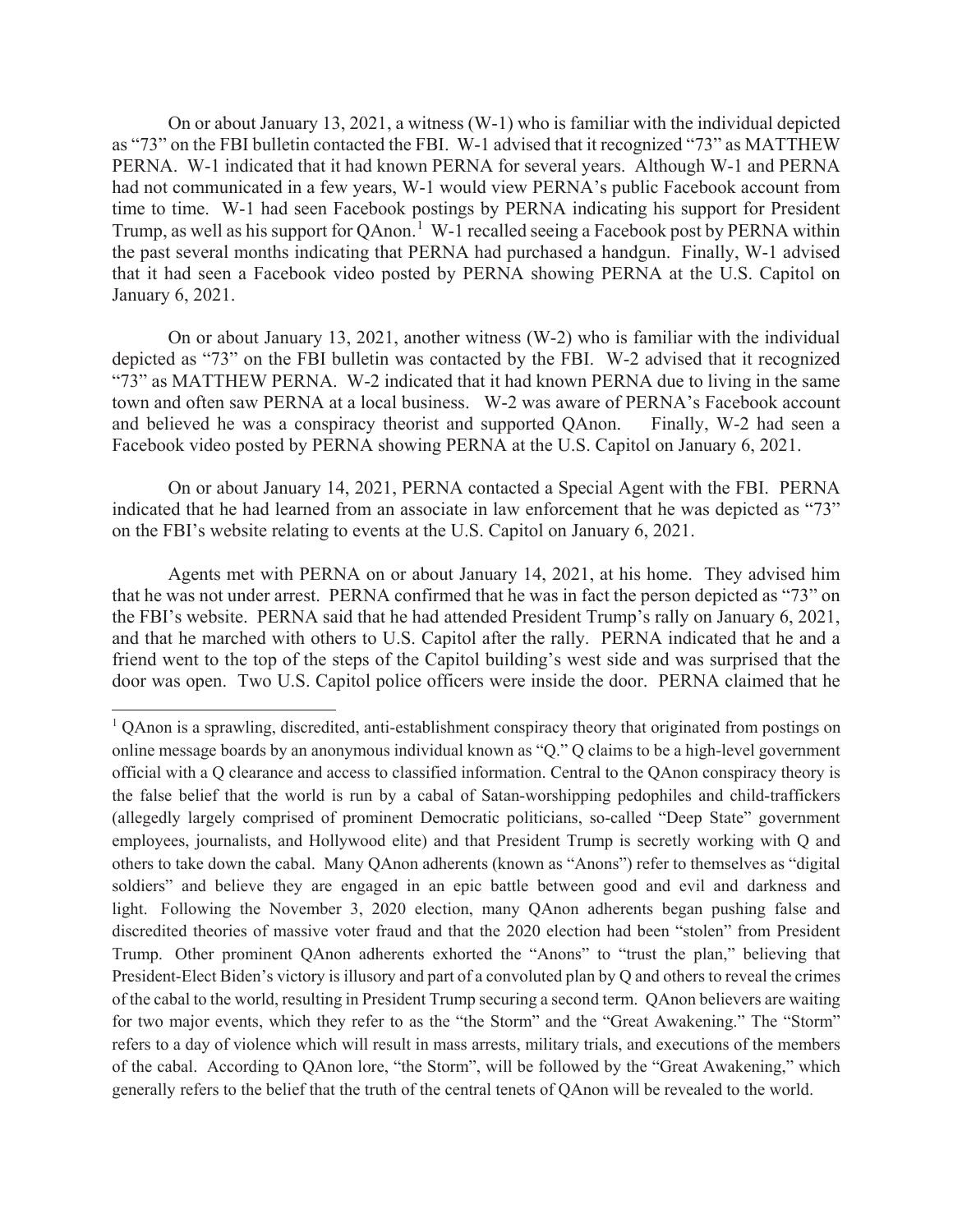On or about January 13, 2021, a witness (W-1) who is familiar with the individual depicted as "73" on the FBI bulletin contacted the FBI. W-1 advised that it recognized "73" as MATTHEW PERNA. W-1 indicated that it had known PERNA for several years. Although W-1 and PERNA had not communicated in a few years, W-1 would view PERNA's public Facebook account from time to time. W-1 had seen Facebook postings by PERNA indicating his support for President Trump, as well as his support for QAnon.[1] W-1 recalled seeing a Facebook post by PERNA within the past several months indicating that PERNA had purchased a handgun. Finally, W-1 advised that it had seen a Facebook video posted by PERNA showing PERNA at the U.S. Capitol on January 6, 2021.

On or about January 13, 2021, another witness (W-2) who is familiar with the individual depicted as "73" on the FBI bulletin was contacted by the FBI. W-2 advised that it recognized "73" as MATTHEW PERNA. W-2 indicated that it had known PERNA due to living in the same town and often saw PERNA at a local business. W-2 was aware of PERNA's Facebook account and believed he was a conspiracy theorist and supported QAnon. Finally, W-2 had seen a Facebook video posted by PERNA showing PERNA at the U.S. Capitol on January 6, 2021.

On or about January 14, 2021, PERNA contacted a Special Agent with the FBI. PERNA indicated that he had learned from an associate in law enforcement that he was depicted as "73" on the FBI's website relating to events at the U.S. Capitol on January 6, 2021.

Agents met with PERNA on or about January 14, 2021, at his home. They advised him that he was not under arrest. PERNA confirmed that he was in fact the person depicted as "73" on the FBI's website. PERNA said that he had attended President Trump's rally on January 6, 2021, and that he marched with others to U.S. Capitol after the rally. PERNA indicated that he and a friend went to the top of the steps of the Capitol building's west side and was surprised that the door was open. Two U.S. Capitol police officers were inside the door. PERNA claimed that he

---

[1] QAnon is a sprawling, discredited, anti-establishment conspiracy theory that originated from postings on online message boards by an anonymous individual known as "Q." Q claims to be a high-level government official with a Q clearance and access to classified information. Central to the QAnon conspiracy theory is the false belief that the world is run by a cabal of Satan-worshipping pedophiles and child-traffickers (allegedly largely comprised of prominent Democratic politicians, so-called "Deep State" government employees, journalists, and Hollywood elite) and that President Trump is secretly working with Q and others to take down the cabal. Many QAnon adherents (known as "Anons") refer to themselves as "digital soldiers" and believe they are engaged in an epic battle between good and evil and darkness and light. Following the November 3, 2020 election, many QAnon adherents began pushing false and discredited theories of massive voter fraud and that the 2020 election had been "stolen" from President Trump. Other prominent QAnon adherents exhorted the "Anons" to "trust the plan," believing that President-Elect Biden's victory is illusory and part of a convoluted plan by Q and others to reveal the crimes of the cabal to the world, resulting in President Trump securing a second term. QAnon believers are waiting for two major events, which they refer to as the "the Storm" and the "Great Awakening." The "Storm" refers to a day of violence which will result in mass arrests, military trials, and executions of the members of the cabal. According to QAnon lore, "the Storm", will be followed by the "Great Awakening," which generally refers to the belief that the truth of the central tenets of QAnon will be revealed to the world.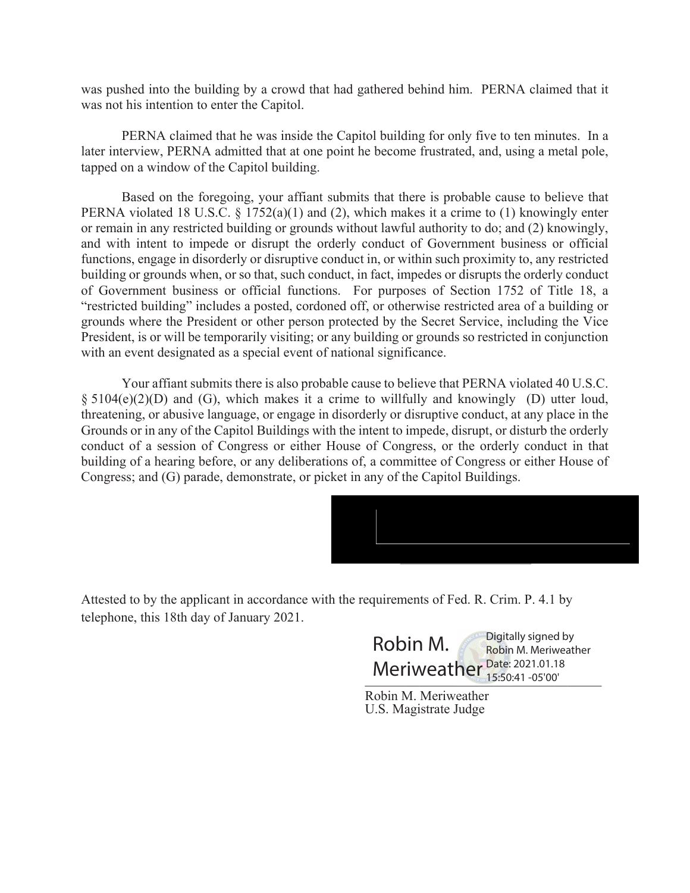was pushed into the building by a crowd that had gathered behind him. PERNA claimed that it was not his intention to enter the Capitol.

PERNA claimed that he was inside the Capitol building for only five to ten minutes. In a later interview, PERNA admitted that at one point he become frustrated, and, using a metal pole, tapped on a window of the Capitol building.

Based on the foregoing, your affiant submits that there is probable cause to believe that PERNA violated 18 U.S.C. § 1752(a)(1) and (2), which makes it a crime to (1) knowingly enter or remain in any restricted building or grounds without lawful authority to do; and (2) knowingly, and with intent to impede or disrupt the orderly conduct of Government business or official functions, engage in disorderly or disruptive conduct in, or within such proximity to, any restricted building or grounds when, or so that, such conduct, in fact, impedes or disrupts the orderly conduct of Government business or official functions. For purposes of Section 1752 of Title 18, a "restricted building" includes a posted, cordoned off, or otherwise restricted area of a building or grounds where the President or other person protected by the Secret Service, including the Vice President, is or will be temporarily visiting; or any building or grounds so restricted in conjunction with an event designated as a special event of national significance.

Your affiant submits there is also probable cause to believe that PERNA violated 40 U.S.C. § 5104(e)(2)(D) and (G), which makes it a crime to willfully and knowingly (D) utter loud, threatening, or abusive language, or engage in disorderly or disruptive conduct, at any place in the Grounds or in any of the Capitol Buildings with the intent to impede, disrupt, or disturb the orderly conduct of a session of Congress or either House of Congress, or the orderly conduct in that building of a hearing before, or any deliberations of, a committee of Congress or either House of Congress; and (G) parade, demonstrate, or picket in any of the Capitol Buildings.

Attested to by the applicant in accordance with the requirements of Fed. R. Crim. P. 4.1 by telephone, this 18th day of January 2021.

Robin M. Meriweather
Digitally signed by Robin M. Meriweather
Date: 2021.01.18 15:50:41 -05'00'

Robin M. Meriweather
U.S. Magistrate Judge